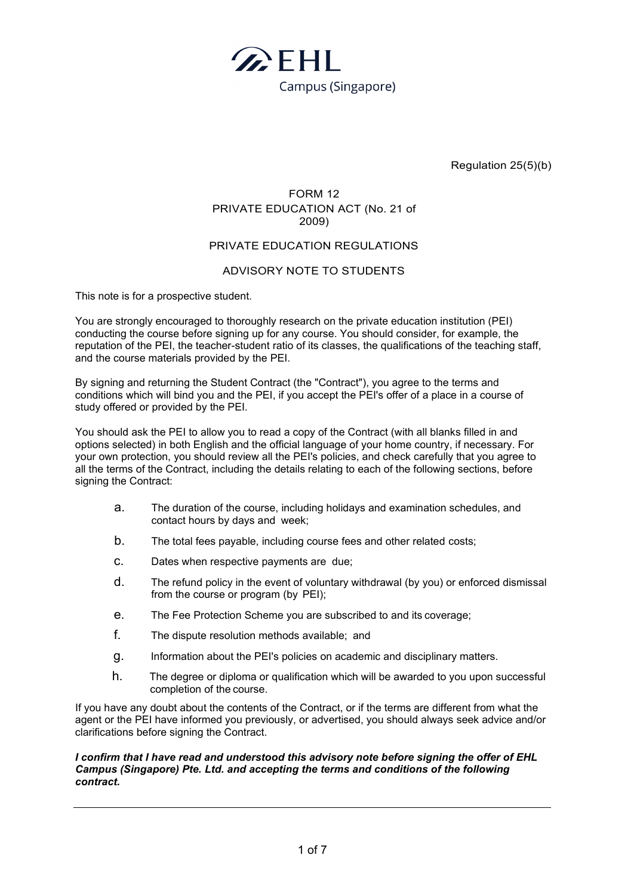EHL Campus (Singapore)

Regulation 25(5)(b)

# FORM 12
## PRIVATE EDUCATION ACT (No. 21 of 2009)

## PRIVATE EDUCATION REGULATIONS

## ADVISORY NOTE TO STUDENTS

This note is for a prospective student.

You are strongly encouraged to thoroughly research on the private education institution (PEI) conducting the course before signing up for any course. You should consider, for example, the reputation of the PEI, the teacher-student ratio of its classes, the qualifications of the teaching staff, and the course materials provided by the PEI.

By signing and returning the Student Contract (the "Contract"), you agree to the terms and conditions which will bind you and the PEI, if you accept the PEI's offer of a place in a course of study offered or provided by the PEI.

You should ask the PEI to allow you to read a copy of the Contract (with all blanks filled in and options selected) in both English and the official language of your home country, if necessary. For your own protection, you should review all the PEI's policies, and check carefully that you agree to all the terms of the Contract, including the details relating to each of the following sections, before signing the Contract:

a. The duration of the course, including holidays and examination schedules, and contact hours by days and week;

b. The total fees payable, including course fees and other related costs;

c. Dates when respective payments are due;

d. The refund policy in the event of voluntary withdrawal (by you) or enforced dismissal from the course or program (by PEI);

e. The Fee Protection Scheme you are subscribed to and its coverage;

f. The dispute resolution methods available; and

g. Information about the PEI's policies on academic and disciplinary matters.

h. The degree or diploma or qualification which will be awarded to you upon successful completion of the course.

If you have any doubt about the contents of the Contract, or if the terms are different from what the agent or the PEI have informed you previously, or advertised, you should always seek advice and/or clarifications before signing the Contract.

***I confirm that I have read and understood this advisory note before signing the offer of EHL Campus (Singapore) Pte. Ltd. and accepting the terms and conditions of the following contract.***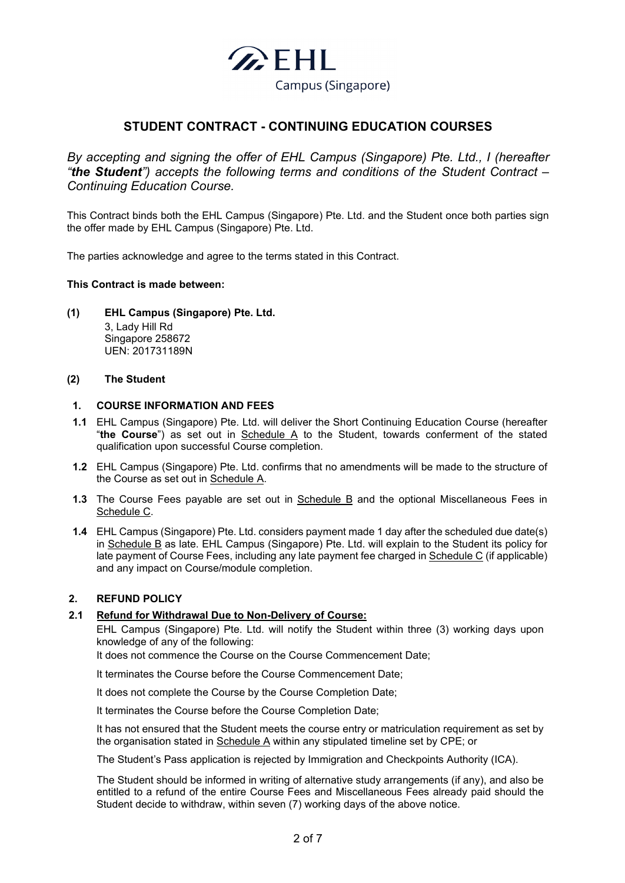# STUDENT CONTRACT - CONTINUING EDUCATION COURSES

*By accepting and signing the offer of EHL Campus (Singapore) Pte. Ltd., I (hereafter "**the Student**") accepts the following terms and conditions of the Student Contract – Continuing Education Course.*

This Contract binds both the EHL Campus (Singapore) Pte. Ltd. and the Student once both parties sign the offer made by EHL Campus (Singapore) Pte. Ltd.

The parties acknowledge and agree to the terms stated in this Contract.

**This Contract is made between:**

**(1) EHL Campus (Singapore) Pte. Ltd.**
3, Lady Hill Rd
Singapore 258672
UEN: 201731189N

**(2) The Student**

## 1. COURSE INFORMATION AND FEES

**1.1** EHL Campus (Singapore) Pte. Ltd. will deliver the Short Continuing Education Course (hereafter "**the Course**") as set out in Schedule A to the Student, towards conferment of the stated qualification upon successful Course completion.

**1.2** EHL Campus (Singapore) Pte. Ltd. confirms that no amendments will be made to the structure of the Course as set out in Schedule A.

**1.3** The Course Fees payable are set out in Schedule B and the optional Miscellaneous Fees in Schedule C.

**1.4** EHL Campus (Singapore) Pte. Ltd. considers payment made 1 day after the scheduled due date(s) in Schedule B as late. EHL Campus (Singapore) Pte. Ltd. will explain to the Student its policy for late payment of Course Fees, including any late payment fee charged in Schedule C (if applicable) and any impact on Course/module completion.

## 2. REFUND POLICY

**2.1 Refund for Withdrawal Due to Non-Delivery of Course:**

EHL Campus (Singapore) Pte. Ltd. will notify the Student within three (3) working days upon knowledge of any of the following:

It does not commence the Course on the Course Commencement Date;

It terminates the Course before the Course Commencement Date;

It does not complete the Course by the Course Completion Date;

It terminates the Course before the Course Completion Date;

It has not ensured that the Student meets the course entry or matriculation requirement as set by the organisation stated in Schedule A within any stipulated timeline set by CPE; or

The Student's Pass application is rejected by Immigration and Checkpoints Authority (ICA).

The Student should be informed in writing of alternative study arrangements (if any), and also be entitled to a refund of the entire Course Fees and Miscellaneous Fees already paid should the Student decide to withdraw, within seven (7) working days of the above notice.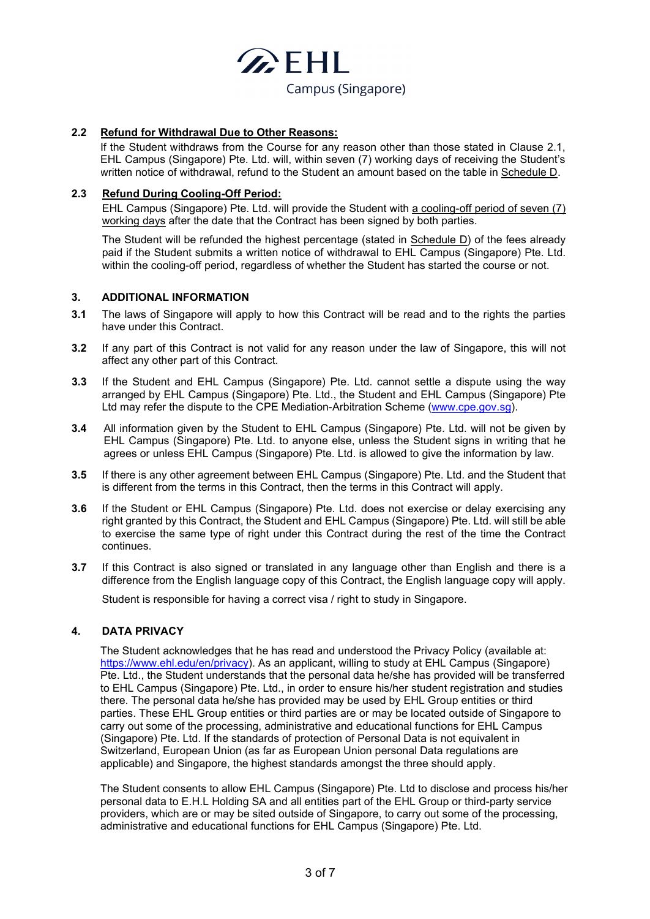### 2.2 Refund for Withdrawal Due to Other Reasons:

If the Student withdraws from the Course for any reason other than those stated in Clause 2.1, EHL Campus (Singapore) Pte. Ltd. will, within seven (7) working days of receiving the Student's written notice of withdrawal, refund to the Student an amount based on the table in Schedule D.

### 2.3 Refund During Cooling-Off Period:

EHL Campus (Singapore) Pte. Ltd. will provide the Student with a cooling-off period of seven (7) working days after the date that the Contract has been signed by both parties.

The Student will be refunded the highest percentage (stated in Schedule D) of the fees already paid if the Student submits a written notice of withdrawal to EHL Campus (Singapore) Pte. Ltd. within the cooling-off period, regardless of whether the Student has started the course or not.

## 3. ADDITIONAL INFORMATION

**3.1** The laws of Singapore will apply to how this Contract will be read and to the rights the parties have under this Contract.

**3.2** If any part of this Contract is not valid for any reason under the law of Singapore, this will not affect any other part of this Contract.

**3.3** If the Student and EHL Campus (Singapore) Pte. Ltd. cannot settle a dispute using the way arranged by EHL Campus (Singapore) Pte. Ltd., the Student and EHL Campus (Singapore) Pte Ltd may refer the dispute to the CPE Mediation-Arbitration Scheme (www.cpe.gov.sg).

**3.4** All information given by the Student to EHL Campus (Singapore) Pte. Ltd. will not be given by EHL Campus (Singapore) Pte. Ltd. to anyone else, unless the Student signs in writing that he agrees or unless EHL Campus (Singapore) Pte. Ltd. is allowed to give the information by law.

**3.5** If there is any other agreement between EHL Campus (Singapore) Pte. Ltd. and the Student that is different from the terms in this Contract, then the terms in this Contract will apply.

**3.6** If the Student or EHL Campus (Singapore) Pte. Ltd. does not exercise or delay exercising any right granted by this Contract, the Student and EHL Campus (Singapore) Pte. Ltd. will still be able to exercise the same type of right under this Contract during the rest of the time the Contract continues.

**3.7** If this Contract is also signed or translated in any language other than English and there is a difference from the English language copy of this Contract, the English language copy will apply.

Student is responsible for having a correct visa / right to study in Singapore.

## 4. DATA PRIVACY

The Student acknowledges that he has read and understood the Privacy Policy (available at: https://www.ehl.edu/en/privacy). As an applicant, willing to study at EHL Campus (Singapore) Pte. Ltd., the Student understands that the personal data he/she has provided will be transferred to EHL Campus (Singapore) Pte. Ltd., in order to ensure his/her student registration and studies there. The personal data he/she has provided may be used by EHL Group entities or third parties. These EHL Group entities or third parties are or may be located outside of Singapore to carry out some of the processing, administrative and educational functions for EHL Campus (Singapore) Pte. Ltd. If the standards of protection of Personal Data is not equivalent in Switzerland, European Union (as far as European Union personal Data regulations are applicable) and Singapore, the highest standards amongst the three should apply.

The Student consents to allow EHL Campus (Singapore) Pte. Ltd to disclose and process his/her personal data to E.H.L Holding SA and all entities part of the EHL Group or third-party service providers, which are or may be sited outside of Singapore, to carry out some of the processing, administrative and educational functions for EHL Campus (Singapore) Pte. Ltd.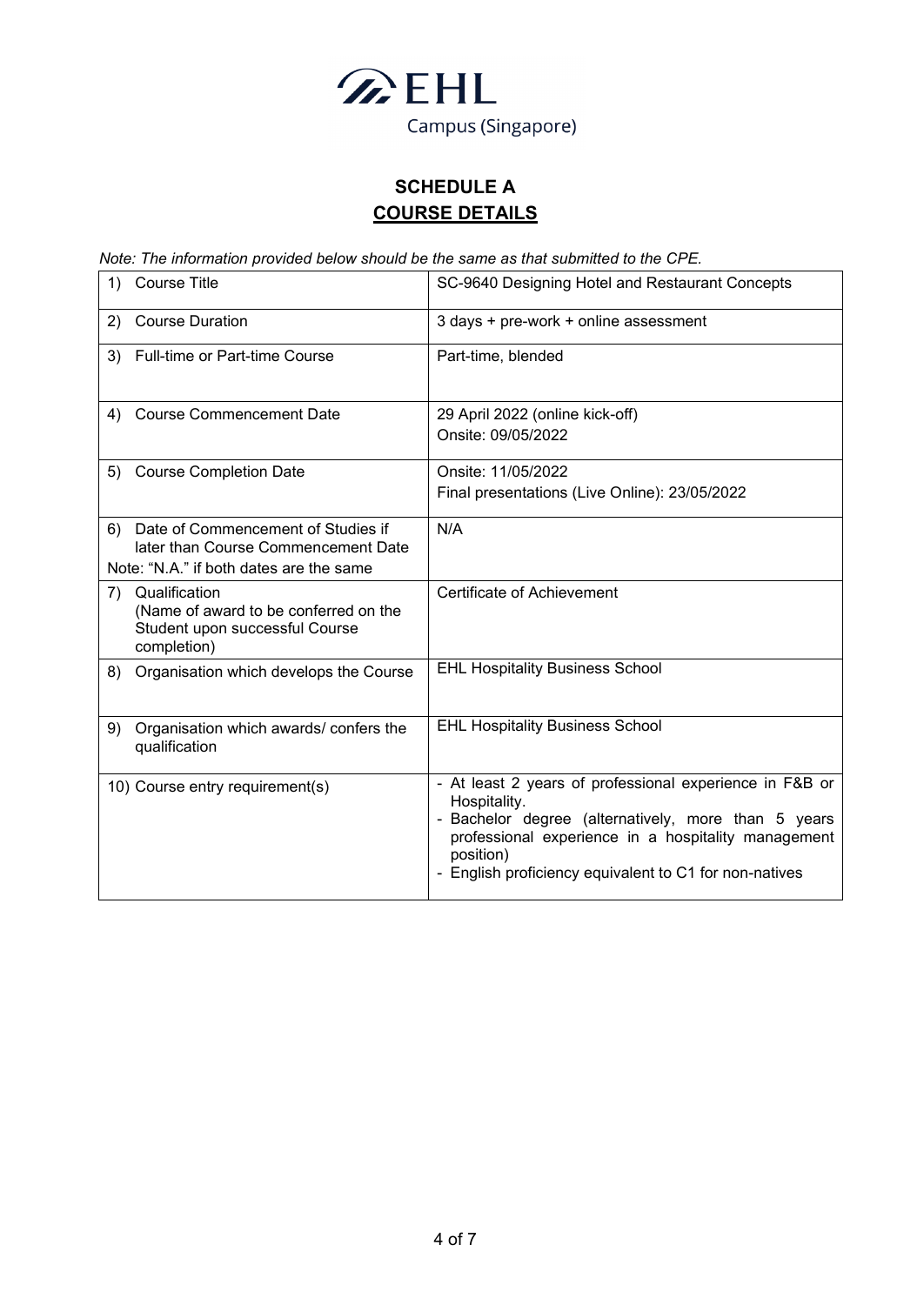EHL Campus (Singapore)

## SCHEDULE A

## COURSE DETAILS

*Note: The information provided below should be the same as that submitted to the CPE.*

| | |
|---|---|
| 1) Course Title | SC-9640 Designing Hotel and Restaurant Concepts |
| 2) Course Duration | 3 days + pre-work + online assessment |
| 3) Full-time or Part-time Course | Part-time, blended |
| 4) Course Commencement Date | 29 April 2022 (online kick-off)<br>Onsite: 09/05/2022 |
| 5) Course Completion Date | Onsite: 11/05/2022<br>Final presentations (Live Online): 23/05/2022 |
| 6) Date of Commencement of Studies if later than Course Commencement Date<br>Note: "N.A." if both dates are the same | N/A |
| 7) Qualification (Name of award to be conferred on the Student upon successful Course completion) | Certificate of Achievement |
| 8) Organisation which develops the Course | EHL Hospitality Business School |
| 9) Organisation which awards/ confers the qualification | EHL Hospitality Business School |
| 10) Course entry requirement(s) | - At least 2 years of professional experience in F&B or Hospitality.<br>- Bachelor degree (alternatively, more than 5 years professional experience in a hospitality management position)<br>- English proficiency equivalent to C1 for non-natives |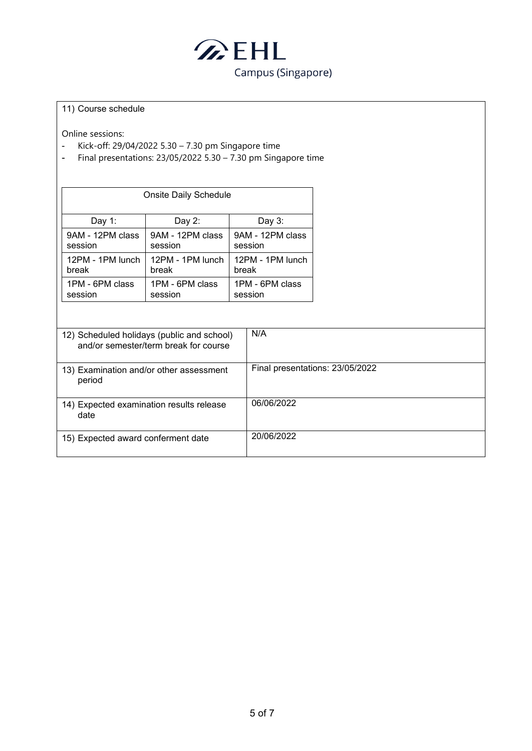11) Course schedule

Online sessions:

- Kick-off: 29/04/2022 5.30 – 7.30 pm Singapore time
- Final presentations: 23/05/2022 5.30 – 7.30 pm Singapore time

| Onsite Daily Schedule | | |
|---|---|---|
| Day 1: | Day 2: | Day 3: |
| 9AM - 12PM class session | 9AM - 12PM class session | 9AM - 12PM class session |
| 12PM - 1PM lunch break | 12PM - 1PM lunch break | 12PM - 1PM lunch break |
| 1PM - 6PM class session | 1PM - 6PM class session | 1PM - 6PM class session |

| | |
|---|---|
| 12) Scheduled holidays (public and school) and/or semester/term break for course | N/A |
| 13) Examination and/or other assessment period | Final presentations: 23/05/2022 |
| 14) Expected examination results release date | 06/06/2022 |
| 15) Expected award conferment date | 20/06/2022 |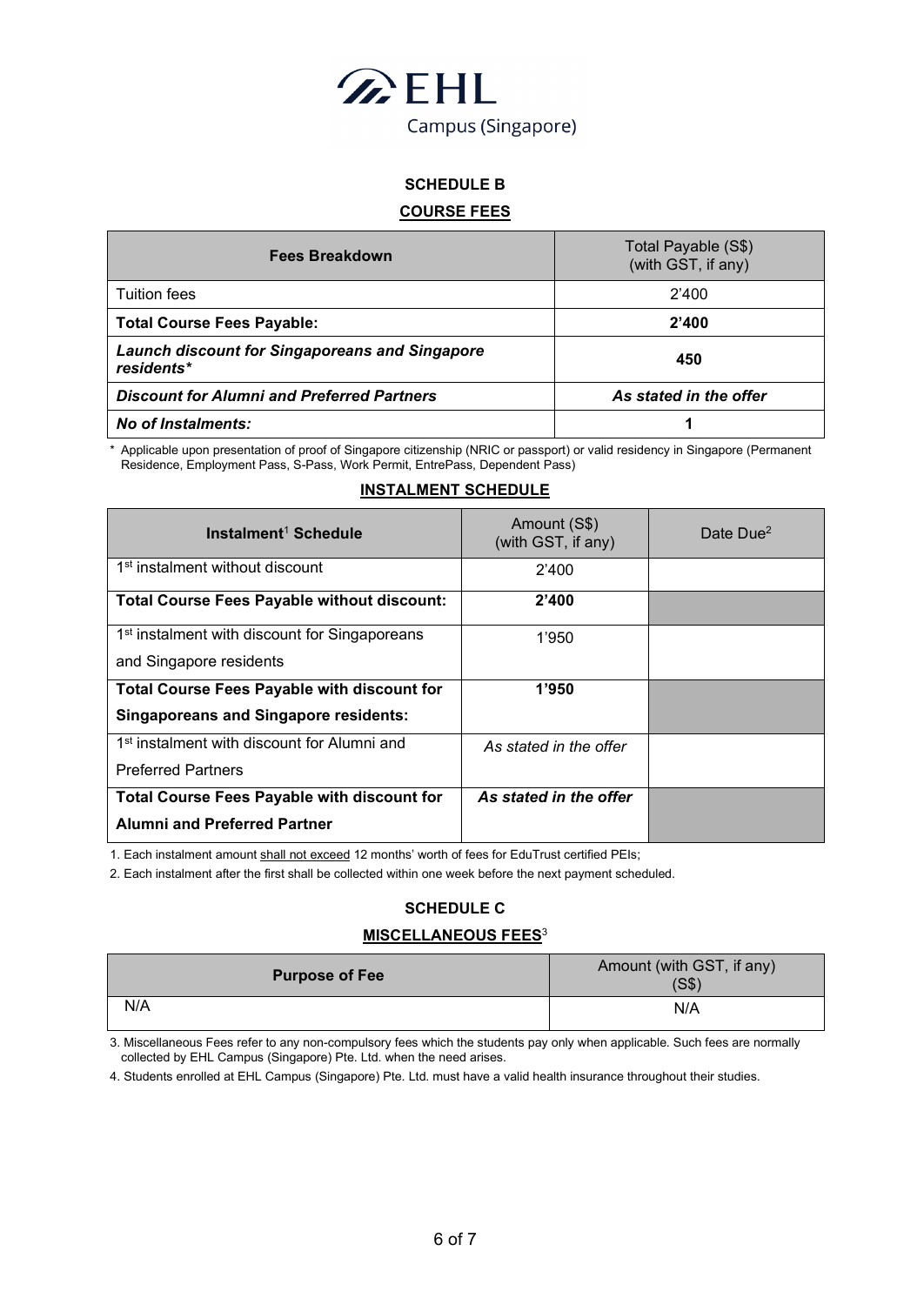EHL Campus (Singapore)

## SCHEDULE B

### COURSE FEES

| **Fees Breakdown** | Total Payable (S$) (with GST, if any) |
|---|---|
| Tuition fees | 2'400 |
| **Total Course Fees Payable:** | **2'400** |
| ***Launch discount for Singaporeans and Singapore residents**** | **450** |
| ***Discount for Alumni and Preferred Partners*** | ***As stated in the offer*** |
| ***No of Instalments:*** | **1** |

\* Applicable upon presentation of proof of Singapore citizenship (NRIC or passport) or valid residency in Singapore (Permanent Residence, Employment Pass, S-Pass, Work Permit, EntrePass, Dependent Pass)

### INSTALMENT SCHEDULE

| **Instalment[1] Schedule** | Amount (S$) (with GST, if any) | Date Due[2] |
|---|---|---|
| 1st instalment without discount | 2'400 | |
| **Total Course Fees Payable without discount:** | **2'400** | |
| 1st instalment with discount for Singaporeans and Singapore residents | 1'950 | |
| **Total Course Fees Payable with discount for Singaporeans and Singapore residents:** | **1'950** | |
| 1st instalment with discount for Alumni and Preferred Partners | *As stated in the offer* | |
| **Total Course Fees Payable with discount for Alumni and Preferred Partner** | ***As stated in the offer*** | |

1. Each instalment amount shall not exceed 12 months' worth of fees for EduTrust certified PEIs;

2. Each instalment after the first shall be collected within one week before the next payment scheduled.

## SCHEDULE C

### MISCELLANEOUS FEES[3]

| **Purpose of Fee** | Amount (with GST, if any) (S$) |
|---|---|
| N/A | N/A |

3. Miscellaneous Fees refer to any non-compulsory fees which the students pay only when applicable. Such fees are normally collected by EHL Campus (Singapore) Pte. Ltd. when the need arises.

4. Students enrolled at EHL Campus (Singapore) Pte. Ltd. must have a valid health insurance throughout their studies.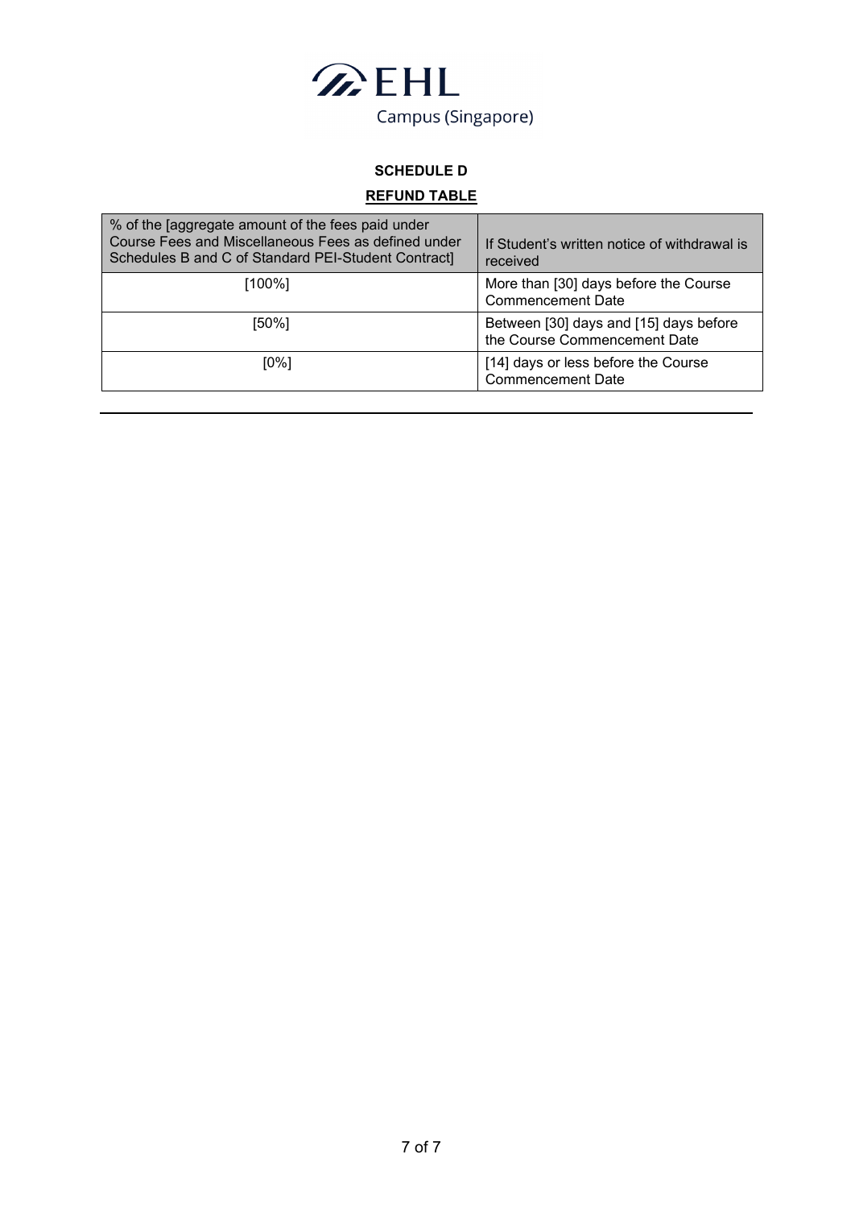EHL Campus (Singapore)

**SCHEDULE D**

**REFUND TABLE**

| % of the [aggregate amount of the fees paid under Course Fees and Miscellaneous Fees as defined under Schedules B and C of Standard PEI-Student Contract] | If Student's written notice of withdrawal is received |
| --- | --- |
| [100%] | More than [30] days before the Course Commencement Date |
| [50%] | Between [30] days and [15] days before the Course Commencement Date |
| [0%] | [14] days or less before the Course Commencement Date |